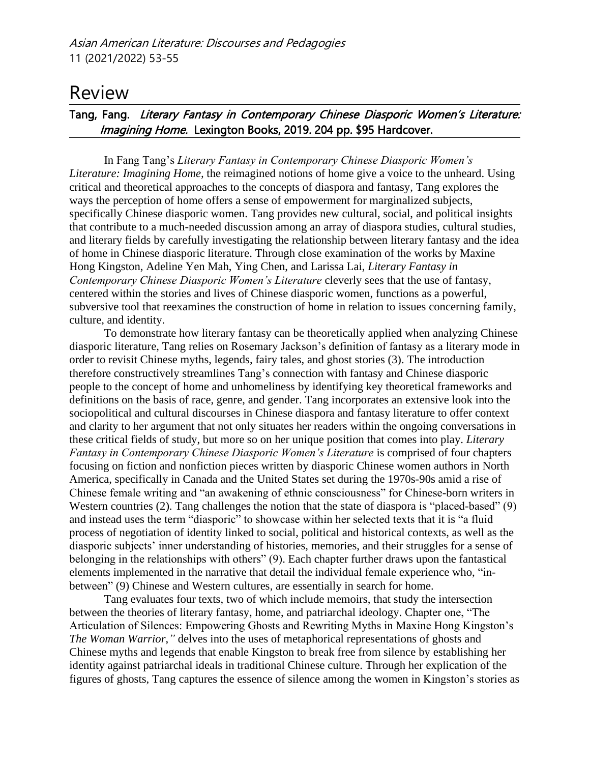# Review

## Tang, Fang. *Literary Fantasy in Contemporary Chinese Diasporic Women's Literature: Imagining Home.* Lexington Books, 2019. 204 pp. $95 Hardcover.

In Fang Tang's *Literary Fantasy in Contemporary Chinese Diasporic Women's Literature: Imagining Home*, the reimagined notions of home give a voice to the unheard. Using critical and theoretical approaches to the concepts of diaspora and fantasy, Tang explores the ways the perception of home offers a sense of empowerment for marginalized subjects, specifically Chinese diasporic women. Tang provides new cultural, social, and political insights that contribute to a much-needed discussion among an array of diaspora studies, cultural studies, and literary fields by carefully investigating the relationship between literary fantasy and the idea of home in Chinese diasporic literature. Through close examination of the works by Maxine Hong Kingston, Adeline Yen Mah, Ying Chen, and Larissa Lai, *Literary Fantasy in Contemporary Chinese Diasporic Women's Literature* cleverly sees that the use of fantasy, centered within the stories and lives of Chinese diasporic women, functions as a powerful, subversive tool that reexamines the construction of home in relation to issues concerning family, culture, and identity.

To demonstrate how literary fantasy can be theoretically applied when analyzing Chinese diasporic literature, Tang relies on Rosemary Jackson's definition of fantasy as a literary mode in order to revisit Chinese myths, legends, fairy tales, and ghost stories (3). The introduction therefore constructively streamlines Tang's connection with fantasy and Chinese diasporic people to the concept of home and unhomeliness by identifying key theoretical frameworks and definitions on the basis of race, genre, and gender. Tang incorporates an extensive look into the sociopolitical and cultural discourses in Chinese diaspora and fantasy literature to offer context and clarity to her argument that not only situates her readers within the ongoing conversations in these critical fields of study, but more so on her unique position that comes into play. *Literary Fantasy in Contemporary Chinese Diasporic Women's Literature* is comprised of four chapters focusing on fiction and nonfiction pieces written by diasporic Chinese women authors in North America, specifically in Canada and the United States set during the 1970s-90s amid a rise of Chinese female writing and "an awakening of ethnic consciousness" for Chinese-born writers in Western countries (2). Tang challenges the notion that the state of diaspora is "placed-based" (9) and instead uses the term "diasporic" to showcase within her selected texts that it is "a fluid process of negotiation of identity linked to social, political and historical contexts, as well as the diasporic subjects' inner understanding of histories, memories, and their struggles for a sense of belonging in the relationships with others" (9). Each chapter further draws upon the fantastical elements implemented in the narrative that detail the individual female experience who, "in-between" (9) Chinese and Western cultures, are essentially in search for home.

Tang evaluates four texts, two of which include memoirs, that study the intersection between the theories of literary fantasy, home, and patriarchal ideology. Chapter one, "The Articulation of Silences: Empowering Ghosts and Rewriting Myths in Maxine Hong Kingston's *The Woman Warrior*," delves into the uses of metaphorical representations of ghosts and Chinese myths and legends that enable Kingston to break free from silence by establishing her identity against patriarchal ideals in traditional Chinese culture. Through her explication of the figures of ghosts, Tang captures the essence of silence among the women in Kingston's stories as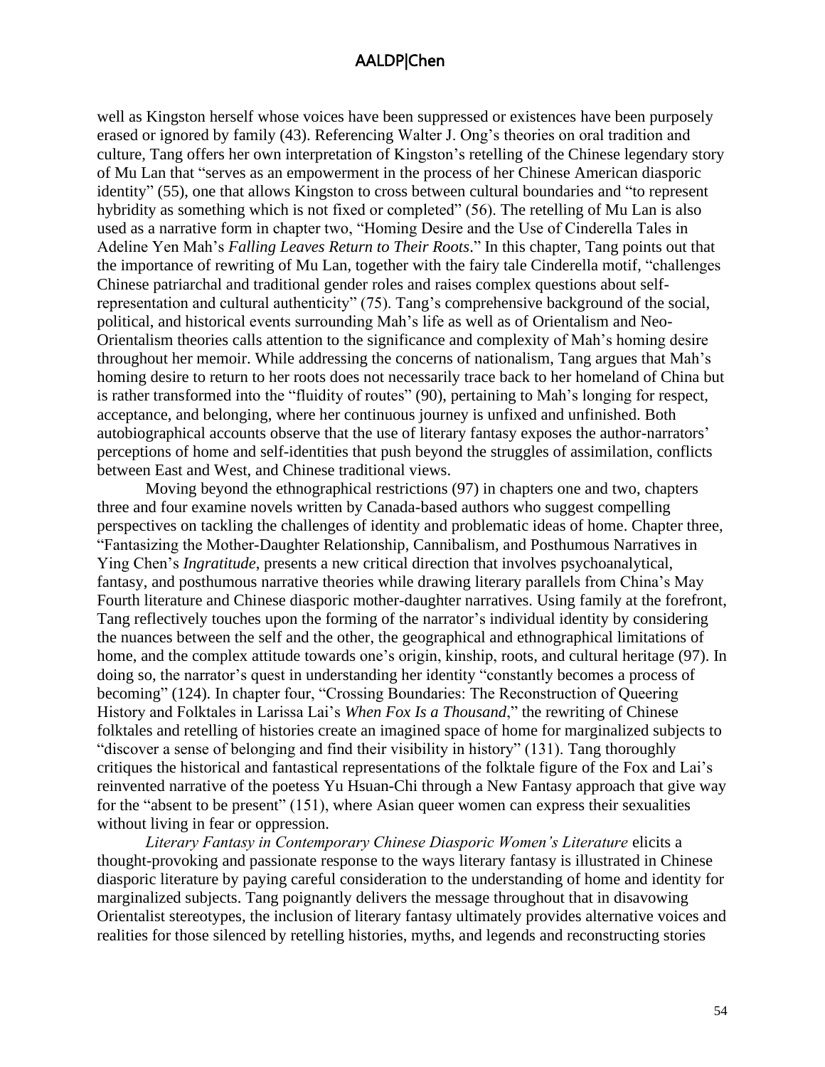well as Kingston herself whose voices have been suppressed or existences have been purposely erased or ignored by family (43). Referencing Walter J. Ong's theories on oral tradition and culture, Tang offers her own interpretation of Kingston's retelling of the Chinese legendary story of Mu Lan that "serves as an empowerment in the process of her Chinese American diasporic identity" (55), one that allows Kingston to cross between cultural boundaries and "to represent hybridity as something which is not fixed or completed" (56). The retelling of Mu Lan is also used as a narrative form in chapter two, "Homing Desire and the Use of Cinderella Tales in Adeline Yen Mah's *Falling Leaves Return to Their Roots*." In this chapter, Tang points out that the importance of rewriting of Mu Lan, together with the fairy tale Cinderella motif, "challenges Chinese patriarchal and traditional gender roles and raises complex questions about self-representation and cultural authenticity" (75). Tang's comprehensive background of the social, political, and historical events surrounding Mah's life as well as of Orientalism and Neo-Orientalism theories calls attention to the significance and complexity of Mah's homing desire throughout her memoir. While addressing the concerns of nationalism, Tang argues that Mah's homing desire to return to her roots does not necessarily trace back to her homeland of China but is rather transformed into the "fluidity of routes" (90), pertaining to Mah's longing for respect, acceptance, and belonging, where her continuous journey is unfixed and unfinished. Both autobiographical accounts observe that the use of literary fantasy exposes the author-narrators' perceptions of home and self-identities that push beyond the struggles of assimilation, conflicts between East and West, and Chinese traditional views.

Moving beyond the ethnographical restrictions (97) in chapters one and two, chapters three and four examine novels written by Canada-based authors who suggest compelling perspectives on tackling the challenges of identity and problematic ideas of home. Chapter three, "Fantasizing the Mother-Daughter Relationship, Cannibalism, and Posthumous Narratives in Ying Chen's *Ingratitude*, presents a new critical direction that involves psychoanalytical, fantasy, and posthumous narrative theories while drawing literary parallels from China's May Fourth literature and Chinese diasporic mother-daughter narratives. Using family at the forefront, Tang reflectively touches upon the forming of the narrator's individual identity by considering the nuances between the self and the other, the geographical and ethnographical limitations of home, and the complex attitude towards one's origin, kinship, roots, and cultural heritage (97). In doing so, the narrator's quest in understanding her identity "constantly becomes a process of becoming" (124). In chapter four, "Crossing Boundaries: The Reconstruction of Queering History and Folktales in Larissa Lai's *When Fox Is a Thousand*," the rewriting of Chinese folktales and retelling of histories create an imagined space of home for marginalized subjects to "discover a sense of belonging and find their visibility in history" (131). Tang thoroughly critiques the historical and fantastical representations of the folktale figure of the Fox and Lai's reinvented narrative of the poetess Yu Hsuan-Chi through a New Fantasy approach that give way for the "absent to be present" (151), where Asian queer women can express their sexualities without living in fear or oppression.

*Literary Fantasy in Contemporary Chinese Diasporic Women's Literature* elicits a thought-provoking and passionate response to the ways literary fantasy is illustrated in Chinese diasporic literature by paying careful consideration to the understanding of home and identity for marginalized subjects. Tang poignantly delivers the message throughout that in disavowing Orientalist stereotypes, the inclusion of literary fantasy ultimately provides alternative voices and realities for those silenced by retelling histories, myths, and legends and reconstructing stories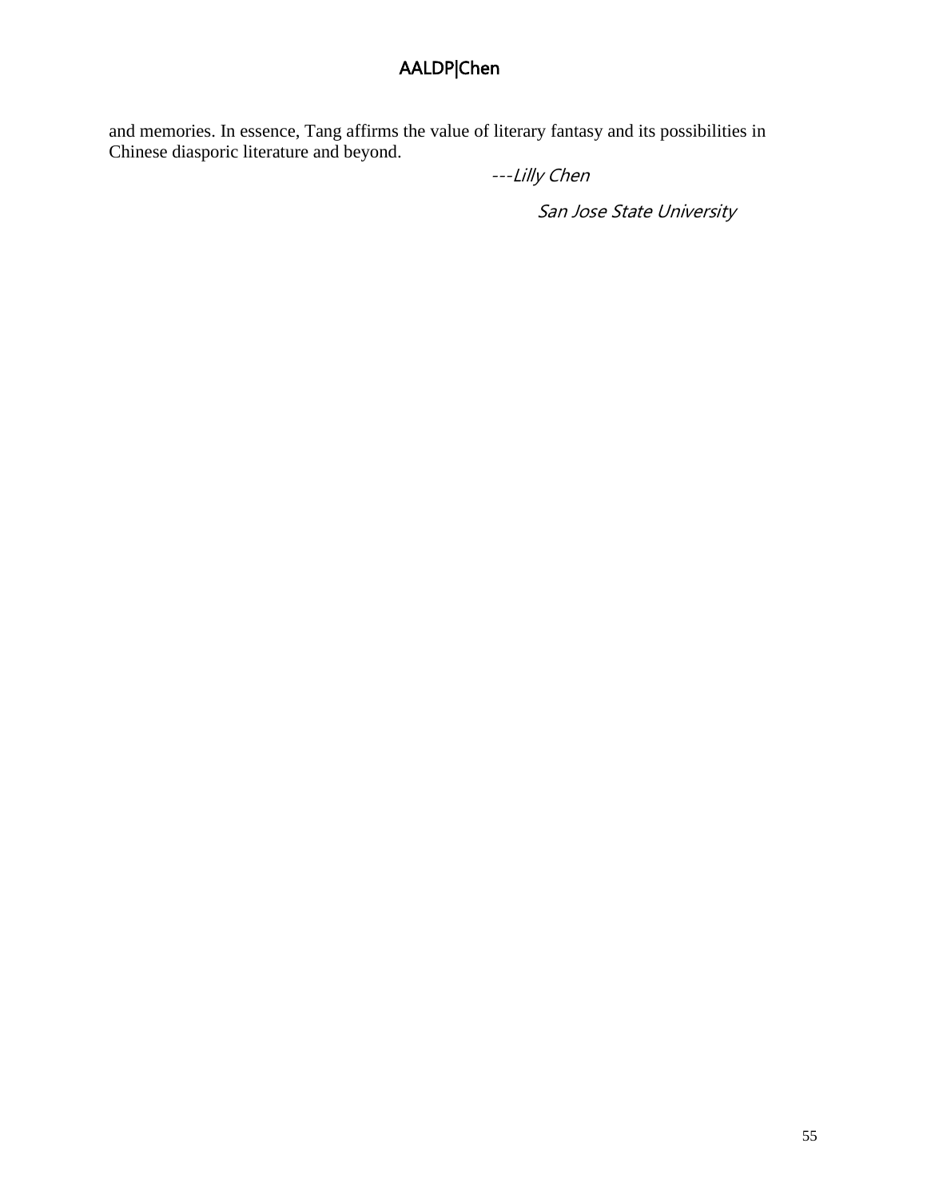and memories. In essence, Tang affirms the value of literary fantasy and its possibilities in Chinese diasporic literature and beyond.

*---Lilly Chen*

*San Jose State University*